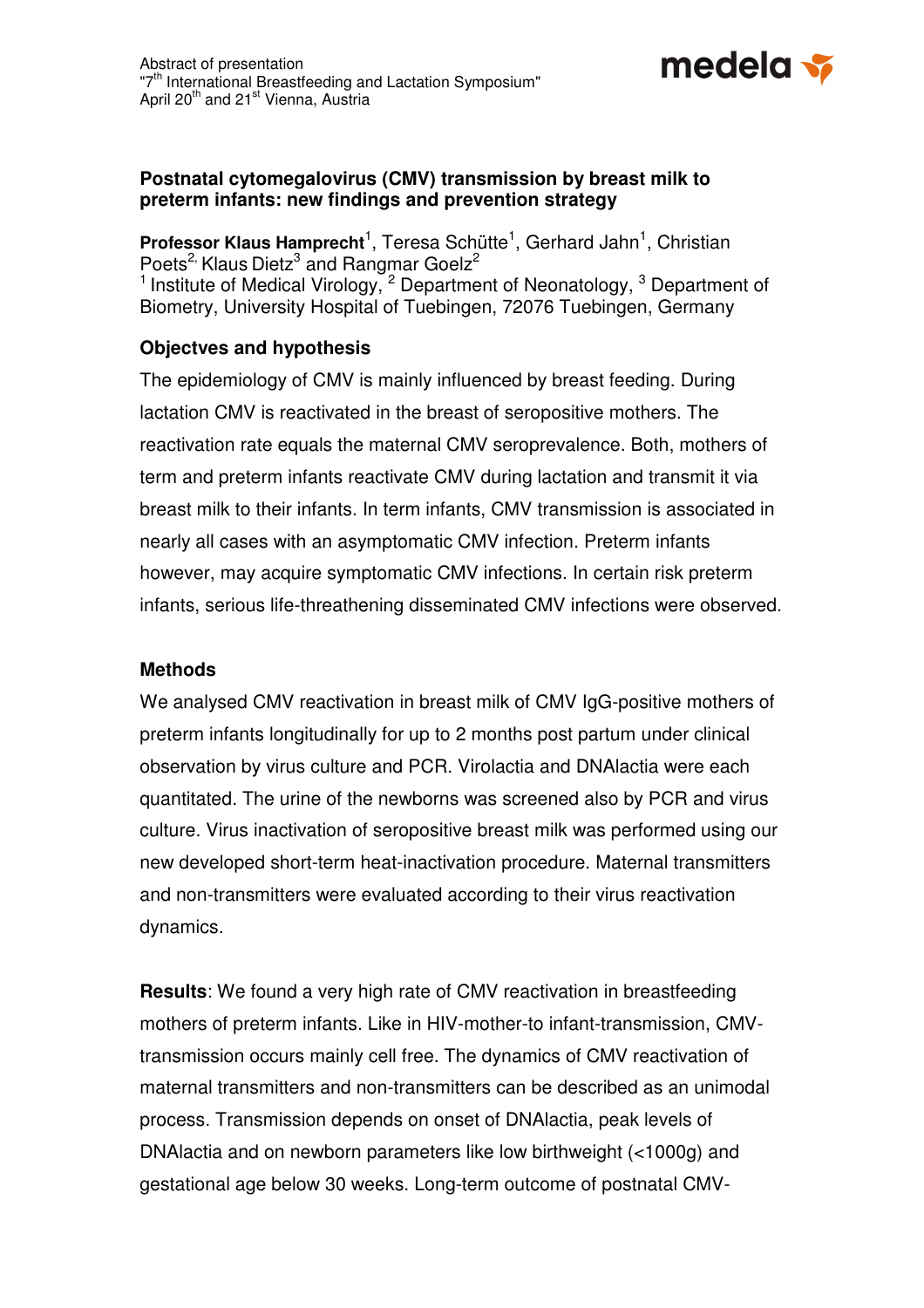Abstract of presentation
"7th International Breastfeeding and Lactation Symposium"
April 20th and 21st Vienna, Austria

## Postnatal cytomegalovirus (CMV) transmission by breast milk to preterm infants: new findings and prevention strategy

**Professor Klaus Hamprecht**[1], Teresa Schütte[1], Gerhard Jahn[1], Christian Poets[2], Klaus Dietz[3] and Rangmar Goelz[2]
[1] Institute of Medical Virology, [2] Department of Neonatology, [3] Department of Biometry, University Hospital of Tuebingen, 72076 Tuebingen, Germany

### Objectves and hypothesis

The epidemiology of CMV is mainly influenced by breast feeding. During lactation CMV is reactivated in the breast of seropositive mothers. The reactivation rate equals the maternal CMV seroprevalence. Both, mothers of term and preterm infants reactivate CMV during lactation and transmit it via breast milk to their infants. In term infants, CMV transmission is associated in nearly all cases with an asymptomatic CMV infection. Preterm infants however, may acquire symptomatic CMV infections. In certain risk preterm infants, serious life-threathening disseminated CMV infections were observed.

### Methods

We analysed CMV reactivation in breast milk of CMV IgG-positive mothers of preterm infants longitudinally for up to 2 months post partum under clinical observation by virus culture and PCR. Virolactia and DNAlactia were each quantitated. The urine of the newborns was screened also by PCR and virus culture. Virus inactivation of seropositive breast milk was performed using our new developed short-term heat-inactivation procedure. Maternal transmitters and non-transmitters were evaluated according to their virus reactivation dynamics.

**Results**: We found a very high rate of CMV reactivation in breastfeeding mothers of preterm infants. Like in HIV-mother-to infant-transmission, CMV-transmission occurs mainly cell free. The dynamics of CMV reactivation of maternal transmitters and non-transmitters can be described as an unimodal process. Transmission depends on onset of DNAlactia, peak levels of DNAlactia and on newborn parameters like low birthweight (<1000g) and gestational age below 30 weeks. Long-term outcome of postnatal CMV-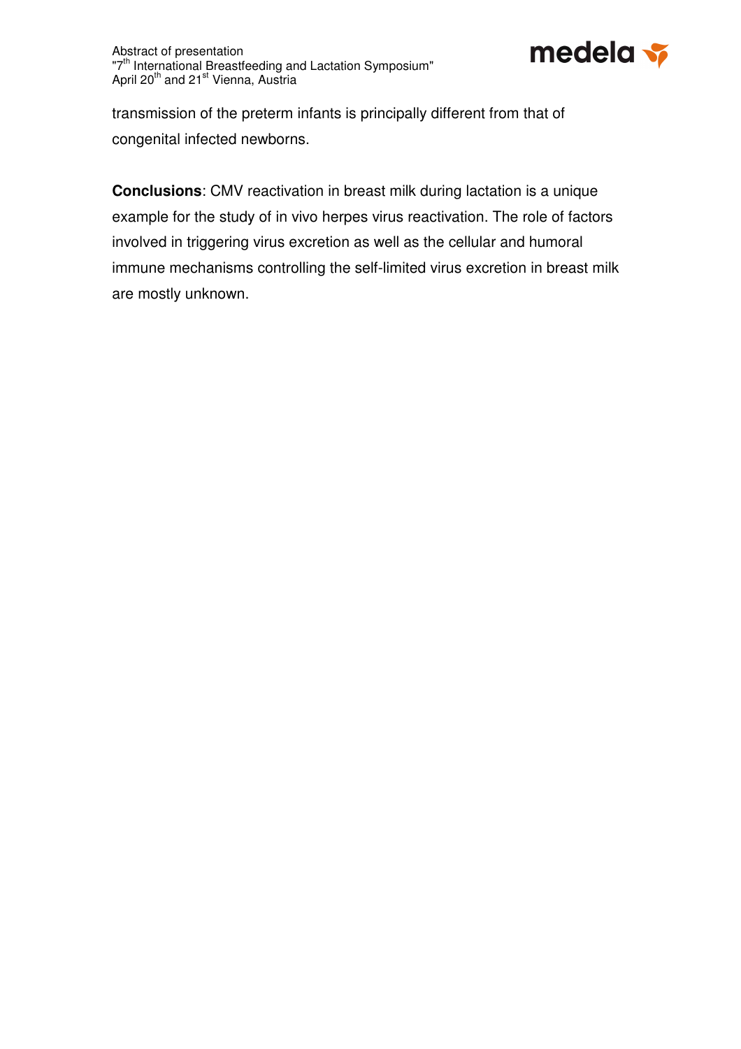transmission of the preterm infants is principally different from that of congenital infected newborns.

**Conclusions**: CMV reactivation in breast milk during lactation is a unique example for the study of in vivo herpes virus reactivation. The role of factors involved in triggering virus excretion as well as the cellular and humoral immune mechanisms controlling the self-limited virus excretion in breast milk are mostly unknown.